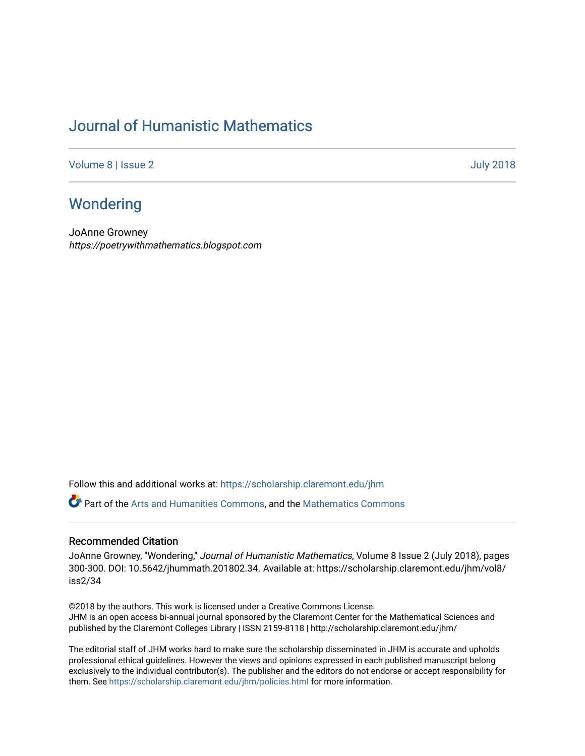# Journal of Humanistic Mathematics

Volume 8 | Issue 2 July 2018

## Wondering

JoAnne Growney
*https://poetrywithmathematics.blogspot.com*

Follow this and additional works at: https://scholarship.claremont.edu/jhm

Part of the Arts and Humanities Commons, and the Mathematics Commons

### Recommended Citation

JoAnne Growney, "Wondering," *Journal of Humanistic Mathematics*, Volume 8 Issue 2 (July 2018), pages 300-300. DOI: 10.5642/jhummath.201802.34. Available at: https://scholarship.claremont.edu/jhm/vol8/iss2/34

©2018 by the authors. This work is licensed under a Creative Commons License.
JHM is an open access bi-annual journal sponsored by the Claremont Center for the Mathematical Sciences and published by the Claremont Colleges Library | ISSN 2159-8118 | http://scholarship.claremont.edu/jhm/

The editorial staff of JHM works hard to make sure the scholarship disseminated in JHM is accurate and upholds professional ethical guidelines. However the views and opinions expressed in each published manuscript belong exclusively to the individual contributor(s). The publisher and the editors do not endorse or accept responsibility for them. See https://scholarship.claremont.edu/jhm/policies.html for more information.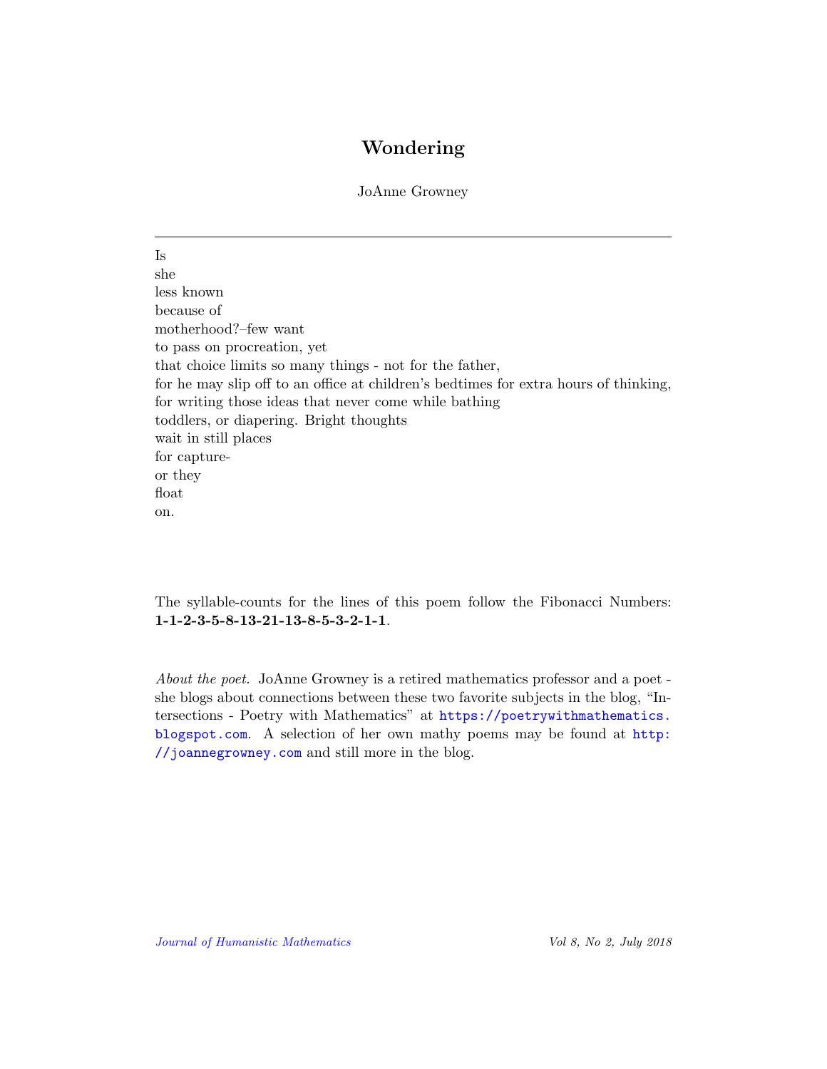# Wondering

JoAnne Growney

---

Is
she
less known
because of
motherhood?–few want
to pass on procreation, yet
that choice limits so many things - not for the father,
for he may slip off to an office at children's bedtimes for extra hours of thinking,
for writing those ideas that never come while bathing
toddlers, or diapering. Bright thoughts
wait in still places
for capture-
or they
float
on.

The syllable-counts for the lines of this poem follow the Fibonacci Numbers: **1-1-2-3-5-8-13-21-13-8-5-3-2-1-1**.

*About the poet.* JoAnne Growney is a retired mathematics professor and a poet - she blogs about connections between these two favorite subjects in the blog, "Intersections - Poetry with Mathematics" at https://poetrywithmathematics.blogspot.com. A selection of her own mathy poems may be found at http://joannegrowney.com and still more in the blog.